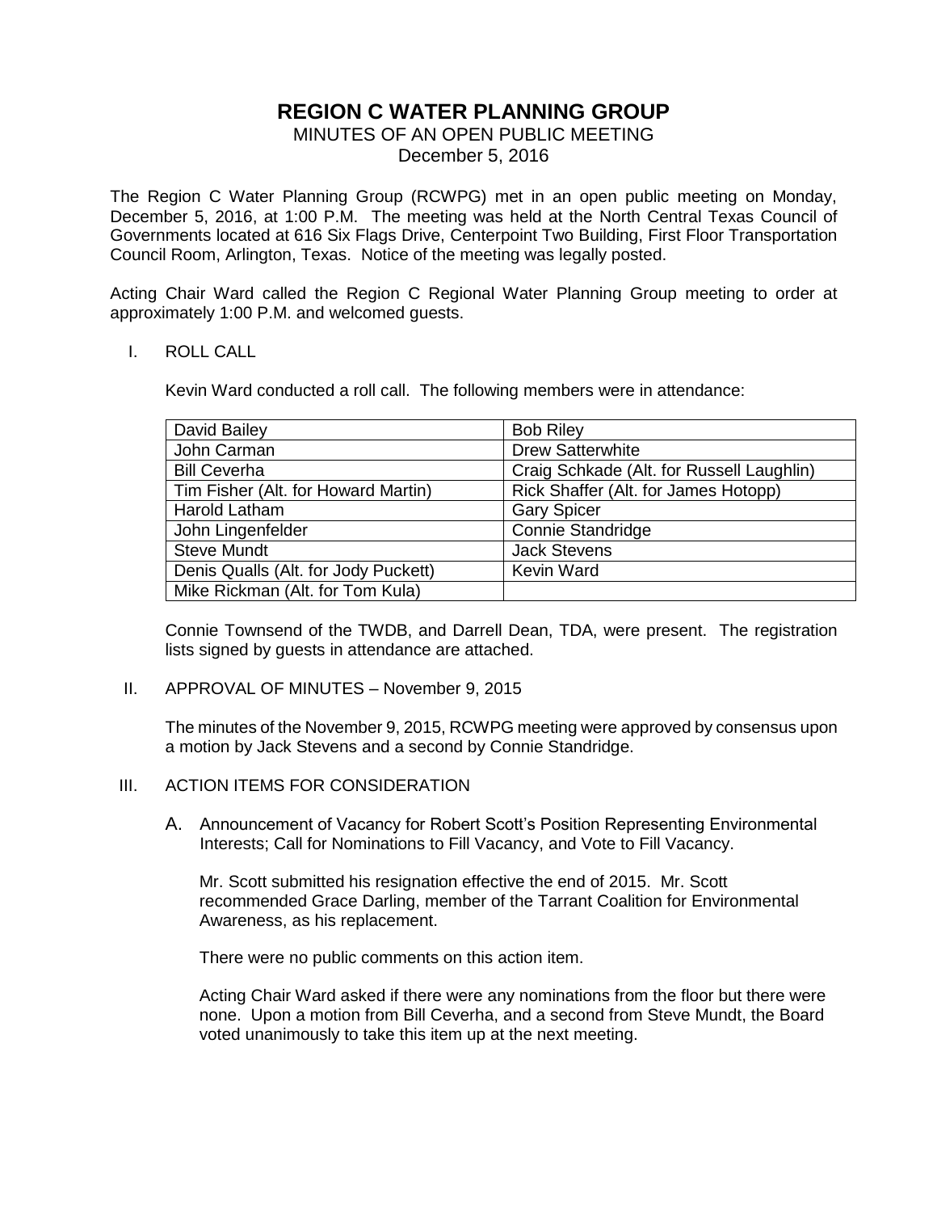# REGION C WATER PLANNING GROUP

MINUTES OF AN OPEN PUBLIC MEETING

December 5, 2016

The Region C Water Planning Group (RCWPG) met in an open public meeting on Monday, December 5, 2016, at 1:00 P.M. The meeting was held at the North Central Texas Council of Governments located at 616 Six Flags Drive, Centerpoint Two Building, First Floor Transportation Council Room, Arlington, Texas. Notice of the meeting was legally posted.

Acting Chair Ward called the Region C Regional Water Planning Group meeting to order at approximately 1:00 P.M. and welcomed guests.

I. ROLL CALL

Kevin Ward conducted a roll call. The following members were in attendance:

| | |
|---|---|
| David Bailey | Bob Riley |
| John Carman | Drew Satterwhite |
| Bill Ceverha | Craig Schkade (Alt. for Russell Laughlin) |
| Tim Fisher (Alt. for Howard Martin) | Rick Shaffer (Alt. for James Hotopp) |
| Harold Latham | Gary Spicer |
| John Lingenfelder | Connie Standridge |
| Steve Mundt | Jack Stevens |
| Denis Qualls (Alt. for Jody Puckett) | Kevin Ward |
| Mike Rickman (Alt. for Tom Kula) | |

Connie Townsend of the TWDB, and Darrell Dean, TDA, were present. The registration lists signed by guests in attendance are attached.

II. APPROVAL OF MINUTES – November 9, 2015

The minutes of the November 9, 2015, RCWPG meeting were approved by consensus upon a motion by Jack Stevens and a second by Connie Standridge.

III. ACTION ITEMS FOR CONSIDERATION

A. Announcement of Vacancy for Robert Scott's Position Representing Environmental Interests; Call for Nominations to Fill Vacancy, and Vote to Fill Vacancy.

Mr. Scott submitted his resignation effective the end of 2015. Mr. Scott recommended Grace Darling, member of the Tarrant Coalition for Environmental Awareness, as his replacement.

There were no public comments on this action item.

Acting Chair Ward asked if there were any nominations from the floor but there were none. Upon a motion from Bill Ceverha, and a second from Steve Mundt, the Board voted unanimously to take this item up at the next meeting.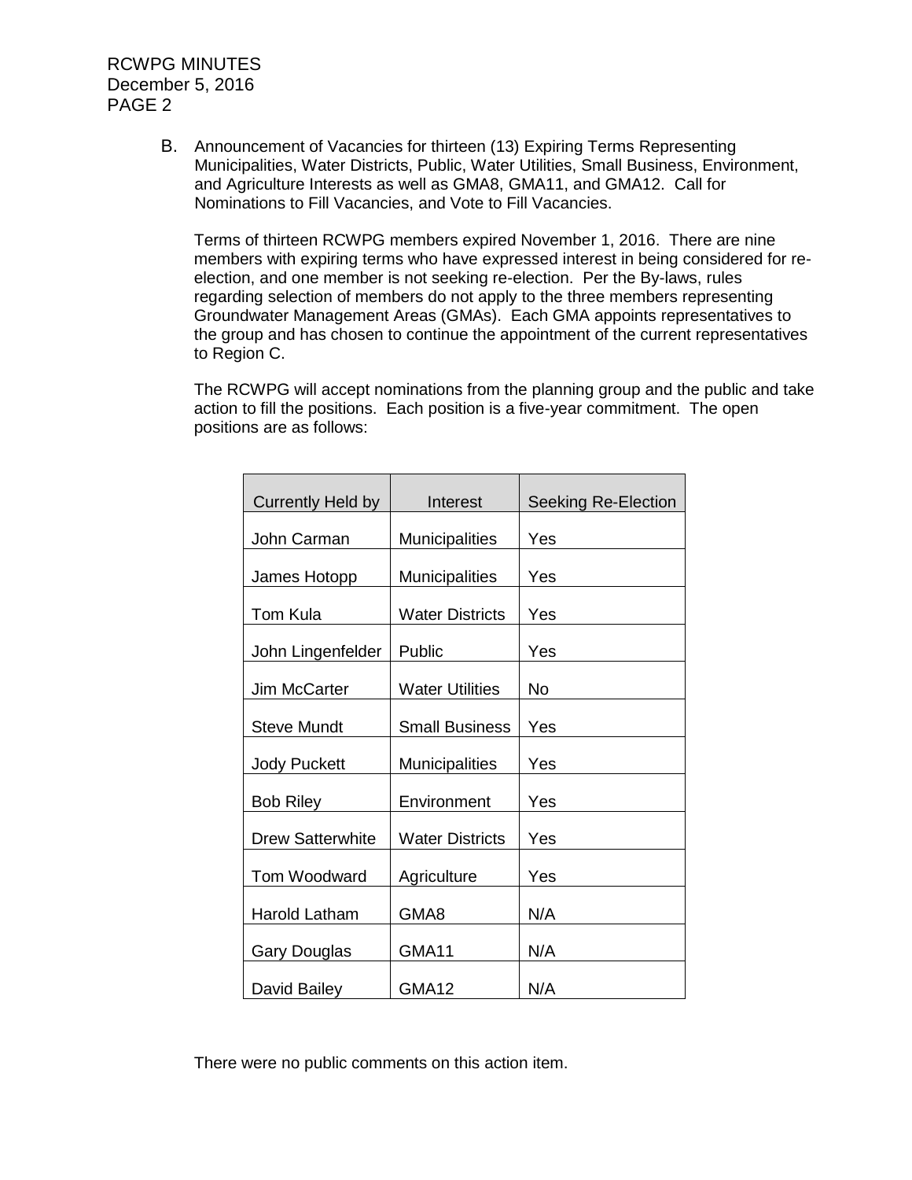B. Announcement of Vacancies for thirteen (13) Expiring Terms Representing Municipalities, Water Districts, Public, Water Utilities, Small Business, Environment, and Agriculture Interests as well as GMA8, GMA11, and GMA12. Call for Nominations to Fill Vacancies, and Vote to Fill Vacancies.

Terms of thirteen RCWPG members expired November 1, 2016. There are nine members with expiring terms who have expressed interest in being considered for re-election, and one member is not seeking re-election. Per the By-laws, rules regarding selection of members do not apply to the three members representing Groundwater Management Areas (GMAs). Each GMA appoints representatives to the group and has chosen to continue the appointment of the current representatives to Region C.

The RCWPG will accept nominations from the planning group and the public and take action to fill the positions. Each position is a five-year commitment. The open positions are as follows:

| Currently Held by | Interest | Seeking Re-Election |
|---|---|---|
| John Carman | Municipalities | Yes |
| James Hotopp | Municipalities | Yes |
| Tom Kula | Water Districts | Yes |
| John Lingenfelder | Public | Yes |
| Jim McCarter | Water Utilities | No |
| Steve Mundt | Small Business | Yes |
| Jody Puckett | Municipalities | Yes |
| Bob Riley | Environment | Yes |
| Drew Satterwhite | Water Districts | Yes |
| Tom Woodward | Agriculture | Yes |
| Harold Latham | GMA8 | N/A |
| Gary Douglas | GMA11 | N/A |
| David Bailey | GMA12 | N/A |

There were no public comments on this action item.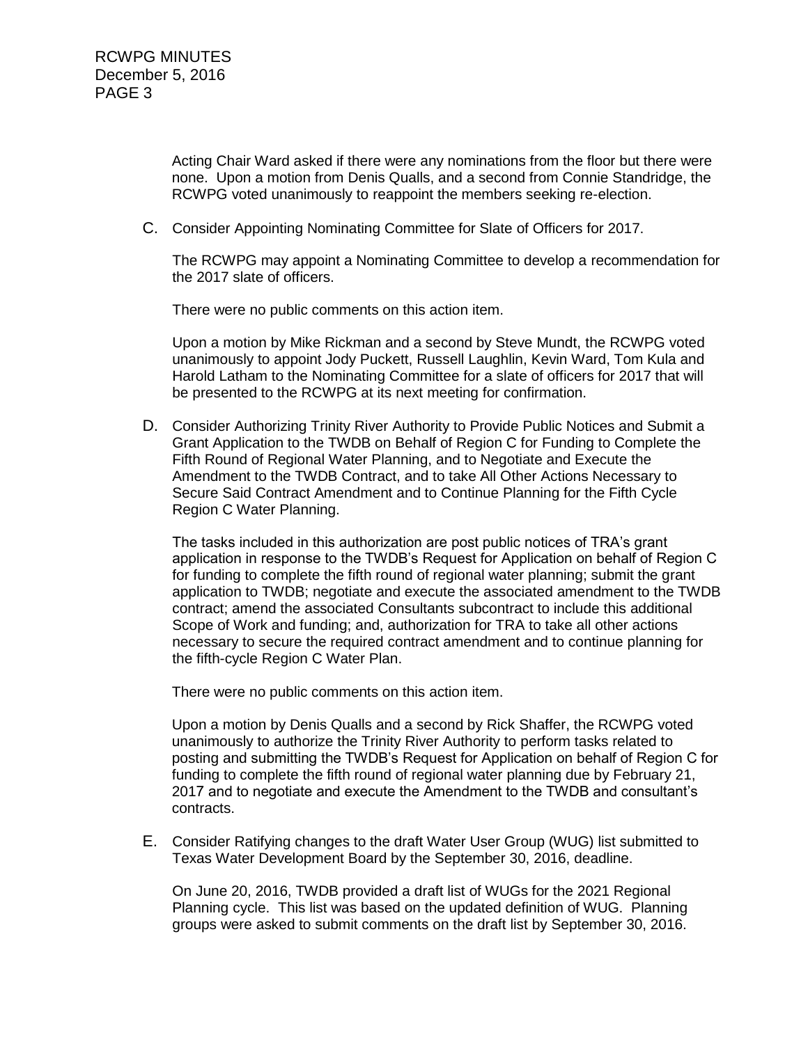Acting Chair Ward asked if there were any nominations from the floor but there were none. Upon a motion from Denis Qualls, and a second from Connie Standridge, the RCWPG voted unanimously to reappoint the members seeking re-election.

C. Consider Appointing Nominating Committee for Slate of Officers for 2017.

The RCWPG may appoint a Nominating Committee to develop a recommendation for the 2017 slate of officers.

There were no public comments on this action item.

Upon a motion by Mike Rickman and a second by Steve Mundt, the RCWPG voted unanimously to appoint Jody Puckett, Russell Laughlin, Kevin Ward, Tom Kula and Harold Latham to the Nominating Committee for a slate of officers for 2017 that will be presented to the RCWPG at its next meeting for confirmation.

D. Consider Authorizing Trinity River Authority to Provide Public Notices and Submit a Grant Application to the TWDB on Behalf of Region C for Funding to Complete the Fifth Round of Regional Water Planning, and to Negotiate and Execute the Amendment to the TWDB Contract, and to take All Other Actions Necessary to Secure Said Contract Amendment and to Continue Planning for the Fifth Cycle Region C Water Planning.

The tasks included in this authorization are post public notices of TRA's grant application in response to the TWDB's Request for Application on behalf of Region C for funding to complete the fifth round of regional water planning; submit the grant application to TWDB; negotiate and execute the associated amendment to the TWDB contract; amend the associated Consultants subcontract to include this additional Scope of Work and funding; and, authorization for TRA to take all other actions necessary to secure the required contract amendment and to continue planning for the fifth-cycle Region C Water Plan.

There were no public comments on this action item.

Upon a motion by Denis Qualls and a second by Rick Shaffer, the RCWPG voted unanimously to authorize the Trinity River Authority to perform tasks related to posting and submitting the TWDB's Request for Application on behalf of Region C for funding to complete the fifth round of regional water planning due by February 21, 2017 and to negotiate and execute the Amendment to the TWDB and consultant's contracts.

E. Consider Ratifying changes to the draft Water User Group (WUG) list submitted to Texas Water Development Board by the September 30, 2016, deadline.

On June 20, 2016, TWDB provided a draft list of WUGs for the 2021 Regional Planning cycle. This list was based on the updated definition of WUG. Planning groups were asked to submit comments on the draft list by September 30, 2016.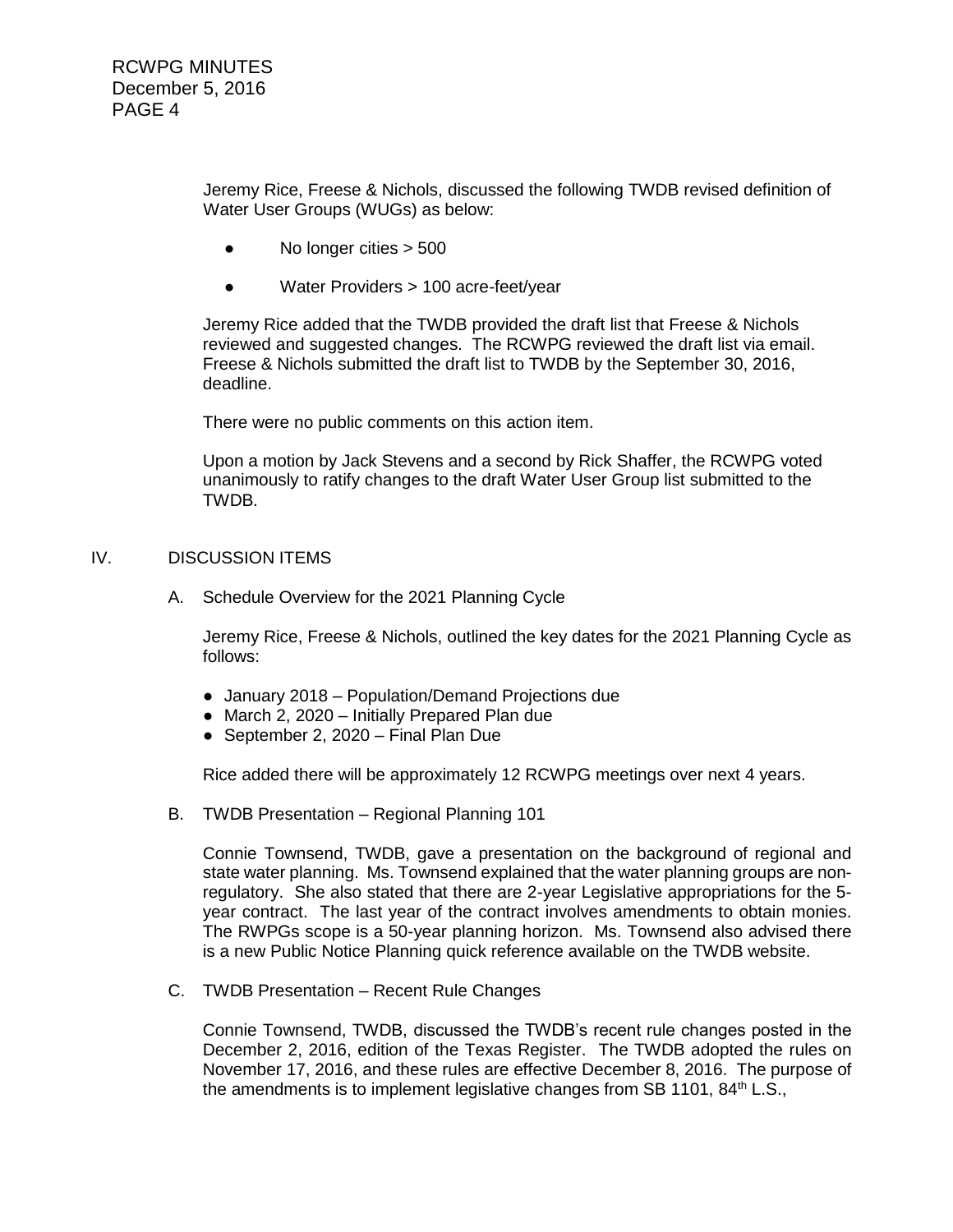Jeremy Rice, Freese & Nichols, discussed the following TWDB revised definition of Water User Groups (WUGs) as below:

- No longer cities > 500
- Water Providers > 100 acre-feet/year

Jeremy Rice added that the TWDB provided the draft list that Freese & Nichols reviewed and suggested changes. The RCWPG reviewed the draft list via email. Freese & Nichols submitted the draft list to TWDB by the September 30, 2016, deadline.

There were no public comments on this action item.

Upon a motion by Jack Stevens and a second by Rick Shaffer, the RCWPG voted unanimously to ratify changes to the draft Water User Group list submitted to the TWDB.

## IV. DISCUSSION ITEMS

### A. Schedule Overview for the 2021 Planning Cycle

Jeremy Rice, Freese & Nichols, outlined the key dates for the 2021 Planning Cycle as follows:

- January 2018 – Population/Demand Projections due
- March 2, 2020 – Initially Prepared Plan due
- September 2, 2020 – Final Plan Due

Rice added there will be approximately 12 RCWPG meetings over next 4 years.

### B. TWDB Presentation – Regional Planning 101

Connie Townsend, TWDB, gave a presentation on the background of regional and state water planning. Ms. Townsend explained that the water planning groups are non-regulatory. She also stated that there are 2-year Legislative appropriations for the 5-year contract. The last year of the contract involves amendments to obtain monies. The RWPGs scope is a 50-year planning horizon. Ms. Townsend also advised there is a new Public Notice Planning quick reference available on the TWDB website.

### C. TWDB Presentation – Recent Rule Changes

Connie Townsend, TWDB, discussed the TWDB's recent rule changes posted in the December 2, 2016, edition of the Texas Register. The TWDB adopted the rules on November 17, 2016, and these rules are effective December 8, 2016. The purpose of the amendments is to implement legislative changes from SB 1101, 84th L.S.,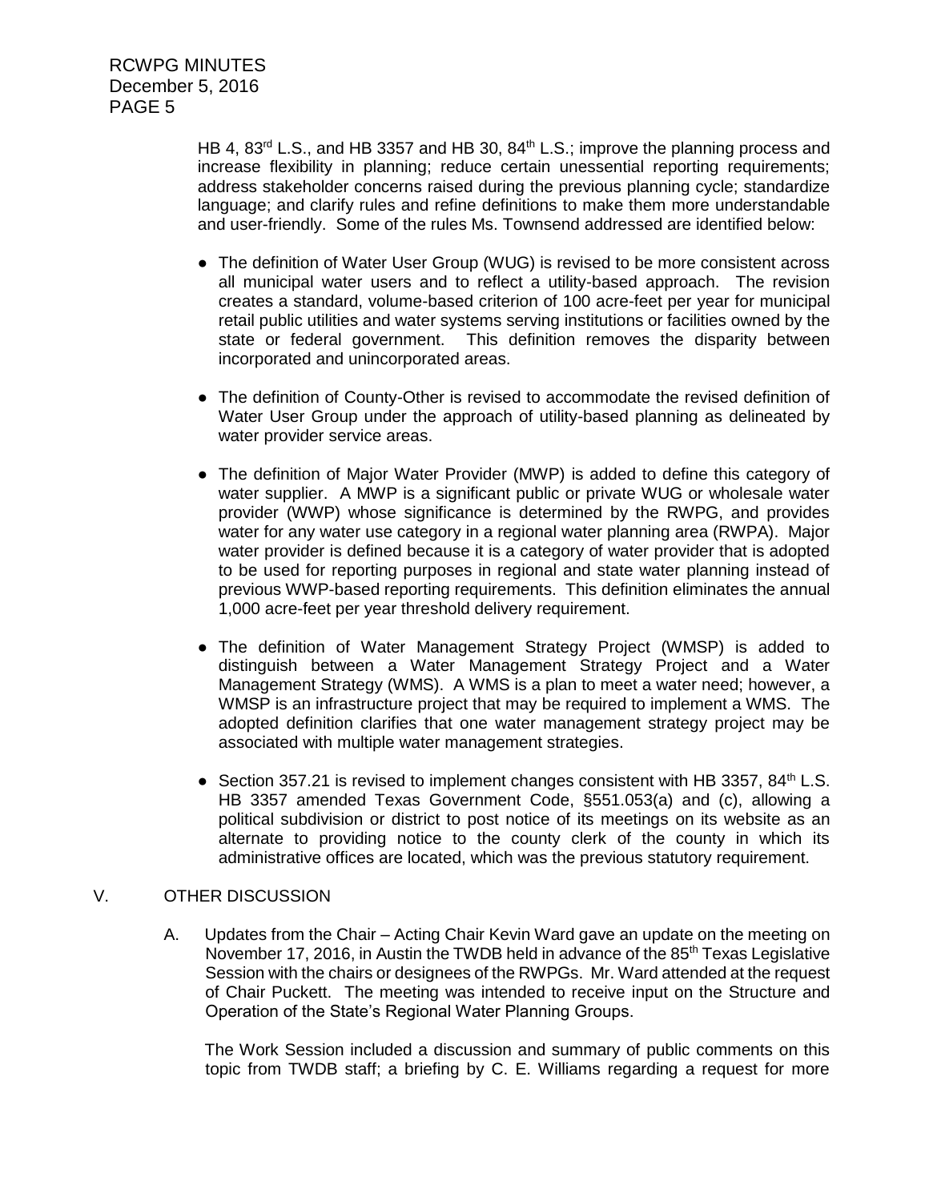HB 4, 83rd L.S., and HB 3357 and HB 30, 84th L.S.; improve the planning process and increase flexibility in planning; reduce certain unessential reporting requirements; address stakeholder concerns raised during the previous planning cycle; standardize language; and clarify rules and refine definitions to make them more understandable and user-friendly. Some of the rules Ms. Townsend addressed are identified below:

- The definition of Water User Group (WUG) is revised to be more consistent across all municipal water users and to reflect a utility-based approach. The revision creates a standard, volume-based criterion of 100 acre-feet per year for municipal retail public utilities and water systems serving institutions or facilities owned by the state or federal government. This definition removes the disparity between incorporated and unincorporated areas.

- The definition of County-Other is revised to accommodate the revised definition of Water User Group under the approach of utility-based planning as delineated by water provider service areas.

- The definition of Major Water Provider (MWP) is added to define this category of water supplier. A MWP is a significant public or private WUG or wholesale water provider (WWP) whose significance is determined by the RWPG, and provides water for any water use category in a regional water planning area (RWPA). Major water provider is defined because it is a category of water provider that is adopted to be used for reporting purposes in regional and state water planning instead of previous WWP-based reporting requirements. This definition eliminates the annual 1,000 acre-feet per year threshold delivery requirement.

- The definition of Water Management Strategy Project (WMSP) is added to distinguish between a Water Management Strategy Project and a Water Management Strategy (WMS). A WMS is a plan to meet a water need; however, a WMSP is an infrastructure project that may be required to implement a WMS. The adopted definition clarifies that one water management strategy project may be associated with multiple water management strategies.

- Section 357.21 is revised to implement changes consistent with HB 3357, 84th L.S. HB 3357 amended Texas Government Code, §551.053(a) and (c), allowing a political subdivision or district to post notice of its meetings on its website as an alternate to providing notice to the county clerk of the county in which its administrative offices are located, which was the previous statutory requirement.

V. OTHER DISCUSSION

A. Updates from the Chair – Acting Chair Kevin Ward gave an update on the meeting on November 17, 2016, in Austin the TWDB held in advance of the 85th Texas Legislative Session with the chairs or designees of the RWPGs. Mr. Ward attended at the request of Chair Puckett. The meeting was intended to receive input on the Structure and Operation of the State's Regional Water Planning Groups.

The Work Session included a discussion and summary of public comments on this topic from TWDB staff; a briefing by C. E. Williams regarding a request for more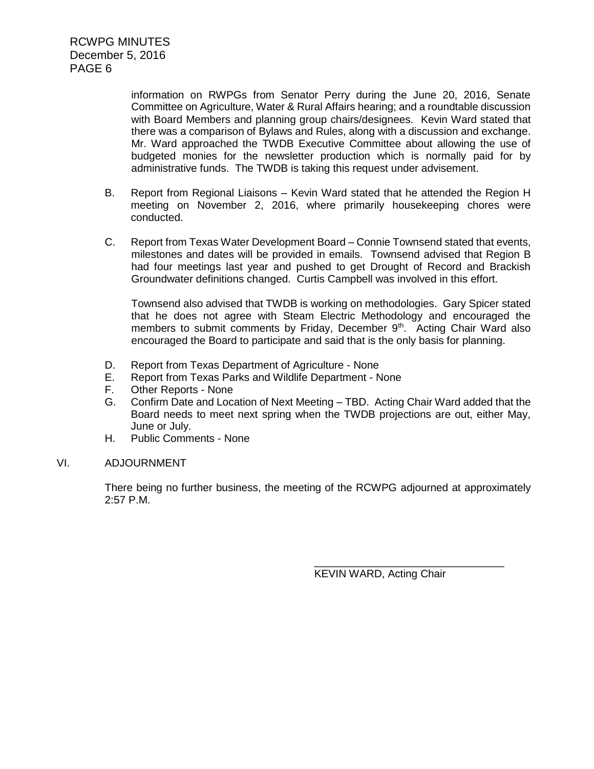information on RWPGs from Senator Perry during the June 20, 2016, Senate Committee on Agriculture, Water & Rural Affairs hearing; and a roundtable discussion with Board Members and planning group chairs/designees. Kevin Ward stated that there was a comparison of Bylaws and Rules, along with a discussion and exchange. Mr. Ward approached the TWDB Executive Committee about allowing the use of budgeted monies for the newsletter production which is normally paid for by administrative funds. The TWDB is taking this request under advisement.

B. Report from Regional Liaisons – Kevin Ward stated that he attended the Region H meeting on November 2, 2016, where primarily housekeeping chores were conducted.

C. Report from Texas Water Development Board – Connie Townsend stated that events, milestones and dates will be provided in emails. Townsend advised that Region B had four meetings last year and pushed to get Drought of Record and Brackish Groundwater definitions changed. Curtis Campbell was involved in this effort.

   Townsend also advised that TWDB is working on methodologies. Gary Spicer stated that he does not agree with Steam Electric Methodology and encouraged the members to submit comments by Friday, December 9th. Acting Chair Ward also encouraged the Board to participate and said that is the only basis for planning.

D. Report from Texas Department of Agriculture - None
E. Report from Texas Parks and Wildlife Department - None
F. Other Reports - None
G. Confirm Date and Location of Next Meeting – TBD. Acting Chair Ward added that the Board needs to meet next spring when the TWDB projections are out, either May, June or July.
H. Public Comments - None

## VI. ADJOURNMENT

There being no further business, the meeting of the RCWPG adjourned at approximately 2:57 P.M.

\_\_\_\_\_\_\_\_\_\_\_\_\_\_\_\_\_\_\_\_\_\_\_\_\_\_\_\_\_\_\_\_

KEVIN WARD, Acting Chair